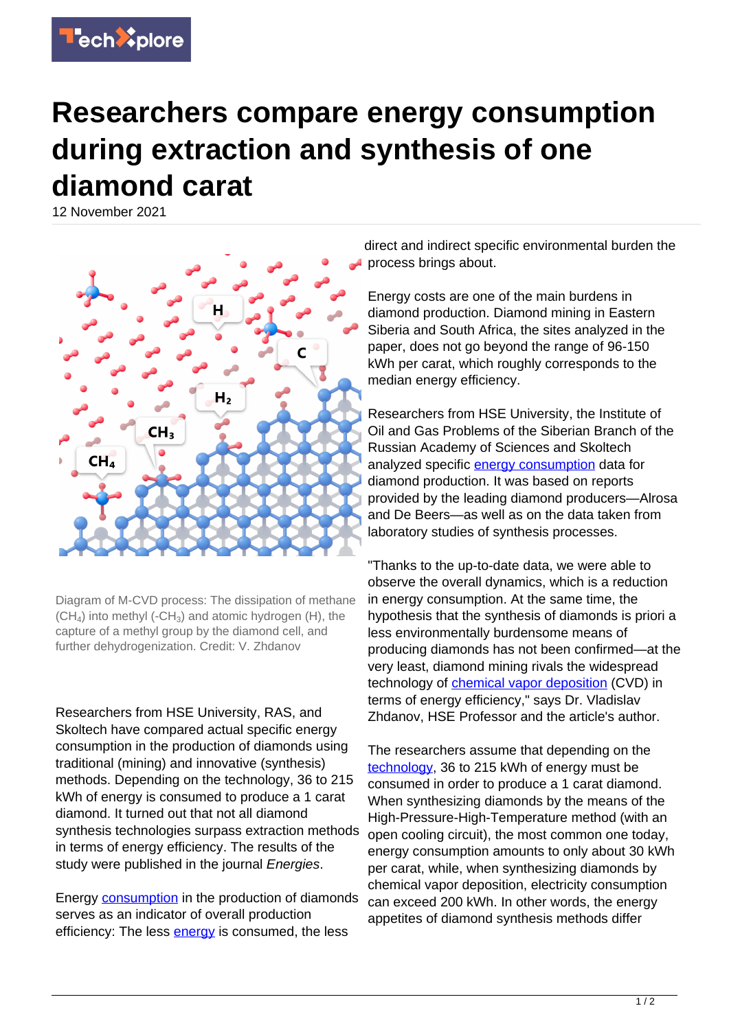# Researchers compare energy consumption during extraction and synthesis of one diamond carat

12 November 2021

Diagram of M-CVD process: The dissipation of methane ($CH_4$) into methyl ($-CH_3$) and atomic hydrogen (H), the capture of a methyl group by the diamond cell, and further dehydrogenization. Credit: V. Zhdanov

Researchers from HSE University, RAS, and Skoltech have compared actual specific energy consumption in the production of diamonds using traditional (mining) and innovative (synthesis) methods. Depending on the technology, 36 to 215 kWh of energy is consumed to produce a 1 carat diamond. It turned out that not all diamond synthesis technologies surpass extraction methods in terms of energy efficiency. The results of the study were published in the journal *Energies*.

Energy consumption in the production of diamonds serves as an indicator of overall production efficiency: The less energy is consumed, the less direct and indirect specific environmental burden the process brings about.

Energy costs are one of the main burdens in diamond production. Diamond mining in Eastern Siberia and South Africa, the sites analyzed in the paper, does not go beyond the range of 96-150 kWh per carat, which roughly corresponds to the median energy efficiency.

Researchers from HSE University, the Institute of Oil and Gas Problems of the Siberian Branch of the Russian Academy of Sciences and Skoltech analyzed specific energy consumption data for diamond production. It was based on reports provided by the leading diamond producers—Alrosa and De Beers—as well as on the data taken from laboratory studies of synthesis processes.

"Thanks to the up-to-date data, we were able to observe the overall dynamics, which is a reduction in energy consumption. At the same time, the hypothesis that the synthesis of diamonds is priori a less environmentally burdensome means of producing diamonds has not been confirmed—at the very least, diamond mining rivals the widespread technology of chemical vapor deposition (CVD) in terms of energy efficiency," says Dr. Vladislav Zhdanov, HSE Professor and the article's author.

The researchers assume that depending on the technology, 36 to 215 kWh of energy must be consumed in order to produce a 1 carat diamond. When synthesizing diamonds by the means of the High-Pressure-High-Temperature method (with an open cooling circuit), the most common one today, energy consumption amounts to only about 30 kWh per carat, while, when synthesizing diamonds by chemical vapor deposition, electricity consumption can exceed 200 kWh. In other words, the energy appetites of diamond synthesis methods differ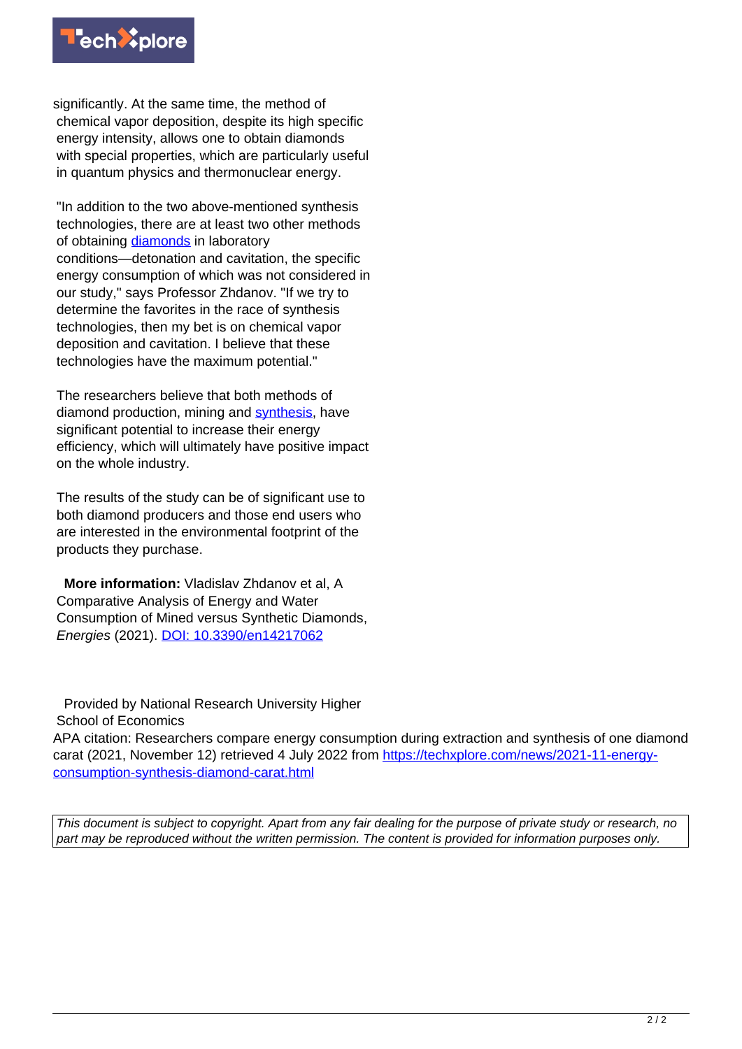significantly. At the same time, the method of chemical vapor deposition, despite its high specific energy intensity, allows one to obtain diamonds with special properties, which are particularly useful in quantum physics and thermonuclear energy.

"In addition to the two above-mentioned synthesis technologies, there are at least two other methods of obtaining diamonds in laboratory conditions—detonation and cavitation, the specific energy consumption of which was not considered in our study," says Professor Zhdanov. "If we try to determine the favorites in the race of synthesis technologies, then my bet is on chemical vapor deposition and cavitation. I believe that these technologies have the maximum potential."

The researchers believe that both methods of diamond production, mining and synthesis, have significant potential to increase their energy efficiency, which will ultimately have positive impact on the whole industry.

The results of the study can be of significant use to both diamond producers and those end users who are interested in the environmental footprint of the products they purchase.

**More information:** Vladislav Zhdanov et al, A Comparative Analysis of Energy and Water Consumption of Mined versus Synthetic Diamonds, *Energies* (2021). DOI: 10.3390/en14217062

Provided by National Research University Higher School of Economics

APA citation: Researchers compare energy consumption during extraction and synthesis of one diamond carat (2021, November 12) retrieved 4 July 2022 from https://techxplore.com/news/2021-11-energy-consumption-synthesis-diamond-carat.html

*This document is subject to copyright. Apart from any fair dealing for the purpose of private study or research, no part may be reproduced without the written permission. The content is provided for information purposes only.*